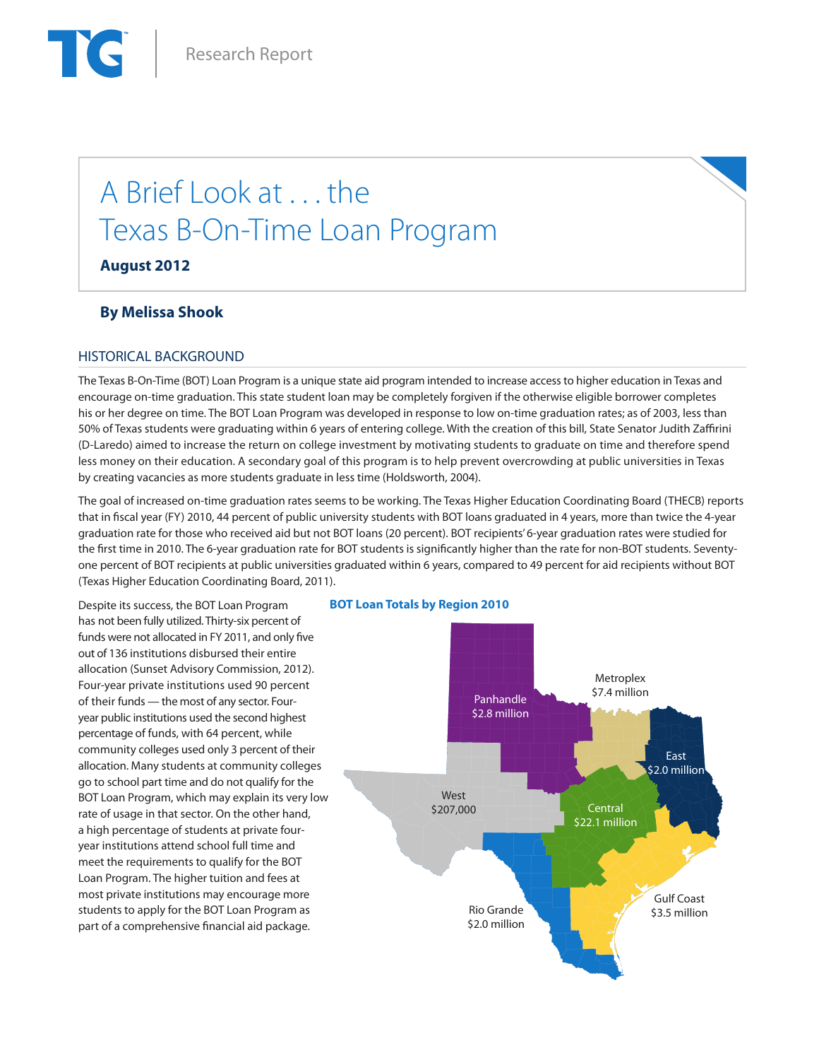Research Report

# A Brief Look at . . . the Texas B-On-Time Loan Program

**August 2012**

**By Melissa Shook**

## HISTORICAL BACKGROUND

The Texas B-On-Time (BOT) Loan Program is a unique state aid program intended to increase access to higher education in Texas and encourage on-time graduation. This state student loan may be completely forgiven if the otherwise eligible borrower completes his or her degree on time. The BOT Loan Program was developed in response to low on-time graduation rates; as of 2003, less than 50% of Texas students were graduating within 6 years of entering college. With the creation of this bill, State Senator Judith Zaffirini (D-Laredo) aimed to increase the return on college investment by motivating students to graduate on time and therefore spend less money on their education. A secondary goal of this program is to help prevent overcrowding at public universities in Texas by creating vacancies as more students graduate in less time (Holdsworth, 2004).

The goal of increased on-time graduation rates seems to be working. The Texas Higher Education Coordinating Board (THECB) reports that in fiscal year (FY) 2010, 44 percent of public university students with BOT loans graduated in 4 years, more than twice the 4-year graduation rate for those who received aid but not BOT loans (20 percent). BOT recipients' 6-year graduation rates were studied for the first time in 2010. The 6-year graduation rate for BOT students is significantly higher than the rate for non-BOT students. Seventy-one percent of BOT recipients at public universities graduated within 6 years, compared to 49 percent for aid recipients without BOT (Texas Higher Education Coordinating Board, 2011).

Despite its success, the BOT Loan Program has not been fully utilized. Thirty-six percent of funds were not allocated in FY 2011, and only five out of 136 institutions disbursed their entire allocation (Sunset Advisory Commission, 2012). Four-year private institutions used 90 percent of their funds — the most of any sector. Four-year public institutions used the second highest percentage of funds, with 64 percent, while community colleges used only 3 percent of their allocation. Many students at community colleges go to school part time and do not qualify for the BOT Loan Program, which may explain its very low rate of usage in that sector. On the other hand, a high percentage of students at private four-year institutions attend school full time and meet the requirements to qualify for the BOT Loan Program. The higher tuition and fees at most private institutions may encourage more students to apply for the BOT Loan Program as part of a comprehensive financial aid package.

**BOT Loan Totals by Region 2010**

| Region | BOT Loan Total |
|---|---|
| Panhandle | $2.8 million |
| Metroplex | $7.4 million |
| East | $2.0 million |
| West | $207,000 |
| Central | $22.1 million |
| Gulf Coast | $3.5 million |
| Rio Grande | $2.0 million |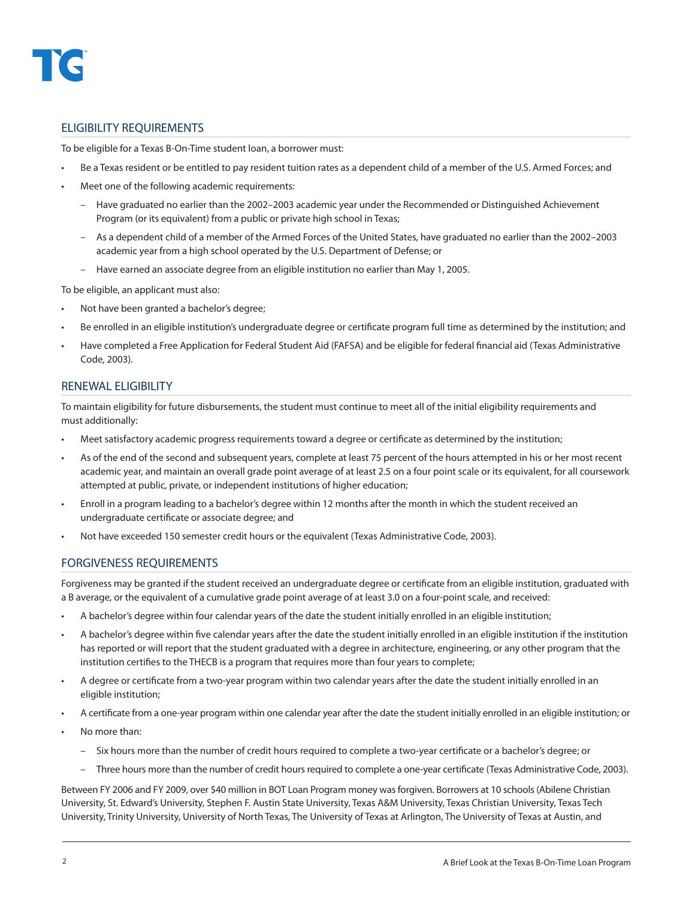## ELIGIBILITY REQUIREMENTS

To be eligible for a Texas B-On-Time student loan, a borrower must:

- Be a Texas resident or be entitled to pay resident tuition rates as a dependent child of a member of the U.S. Armed Forces; and
- Meet one of the following academic requirements:
  - Have graduated no earlier than the 2002–2003 academic year under the Recommended or Distinguished Achievement Program (or its equivalent) from a public or private high school in Texas;
  - As a dependent child of a member of the Armed Forces of the United States, have graduated no earlier than the 2002–2003 academic year from a high school operated by the U.S. Department of Defense; or
  - Have earned an associate degree from an eligible institution no earlier than May 1, 2005.

To be eligible, an applicant must also:

- Not have been granted a bachelor's degree;
- Be enrolled in an eligible institution's undergraduate degree or certificate program full time as determined by the institution; and
- Have completed a Free Application for Federal Student Aid (FAFSA) and be eligible for federal financial aid (Texas Administrative Code, 2003).

## RENEWAL ELIGIBILITY

To maintain eligibility for future disbursements, the student must continue to meet all of the initial eligibility requirements and must additionally:

- Meet satisfactory academic progress requirements toward a degree or certificate as determined by the institution;
- As of the end of the second and subsequent years, complete at least 75 percent of the hours attempted in his or her most recent academic year, and maintain an overall grade point average of at least 2.5 on a four point scale or its equivalent, for all coursework attempted at public, private, or independent institutions of higher education;
- Enroll in a program leading to a bachelor's degree within 12 months after the month in which the student received an undergraduate certificate or associate degree; and
- Not have exceeded 150 semester credit hours or the equivalent (Texas Administrative Code, 2003).

## FORGIVENESS REQUIREMENTS

Forgiveness may be granted if the student received an undergraduate degree or certificate from an eligible institution, graduated with a B average, or the equivalent of a cumulative grade point average of at least 3.0 on a four-point scale, and received:

- A bachelor's degree within four calendar years of the date the student initially enrolled in an eligible institution;
- A bachelor's degree within five calendar years after the date the student initially enrolled in an eligible institution if the institution has reported or will report that the student graduated with a degree in architecture, engineering, or any other program that the institution certifies to the THECB is a program that requires more than four years to complete;
- A degree or certificate from a two-year program within two calendar years after the date the student initially enrolled in an eligible institution;
- A certificate from a one-year program within one calendar year after the date the student initially enrolled in an eligible institution; or
- No more than:
  - Six hours more than the number of credit hours required to complete a two-year certificate or a bachelor's degree; or
  - Three hours more than the number of credit hours required to complete a one-year certificate (Texas Administrative Code, 2003).

Between FY 2006 and FY 2009, over $40 million in BOT Loan Program money was forgiven. Borrowers at 10 schools (Abilene Christian University, St. Edward's University, Stephen F. Austin State University, Texas A&M University, Texas Christian University, Texas Tech University, Trinity University, University of North Texas, The University of Texas at Arlington, The University of Texas at Austin, and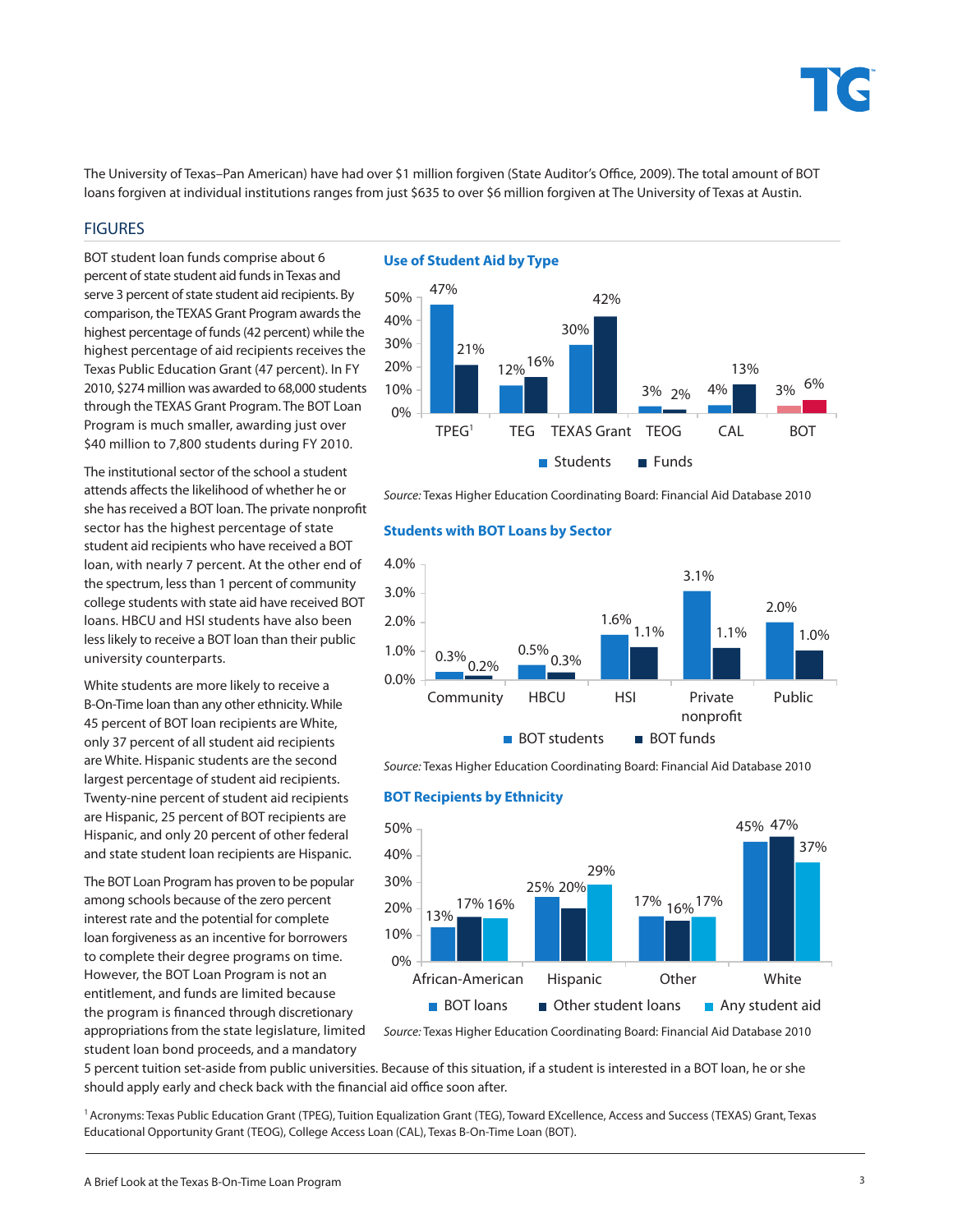The University of Texas–Pan American) have had over $1 million forgiven (State Auditor's Office, 2009). The total amount of BOT loans forgiven at individual institutions ranges from just $635 to over $6 million forgiven at The University of Texas at Austin.

## FIGURES

BOT student loan funds comprise about 6 percent of state student aid funds in Texas and serve 3 percent of state student aid recipients. By comparison, the TEXAS Grant Program awards the highest percentage of funds (42 percent) while the highest percentage of aid recipients receives the Texas Public Education Grant (47 percent). In FY 2010, $274 million was awarded to 68,000 students through the TEXAS Grant Program. The BOT Loan Program is much smaller, awarding just over $40 million to 7,800 students during FY 2010.

The institutional sector of the school a student attends affects the likelihood of whether he or she has received a BOT loan. The private nonprofit sector has the highest percentage of state student aid recipients who have received a BOT loan, with nearly 7 percent. At the other end of the spectrum, less than 1 percent of community college students with state aid have received BOT loans. HBCU and HSI students have also been less likely to receive a BOT loan than their public university counterparts.

White students are more likely to receive a B-On-Time loan than any other ethnicity. While 45 percent of BOT loan recipients are White, only 37 percent of all student aid recipients are White. Hispanic students are the second largest percentage of student aid recipients. Twenty-nine percent of student aid recipients are Hispanic, 25 percent of BOT recipients are Hispanic, and only 20 percent of other federal and state student loan recipients are Hispanic.

The BOT Loan Program has proven to be popular among schools because of the zero percent interest rate and the potential for complete loan forgiveness as an incentive for borrowers to complete their degree programs on time. However, the BOT Loan Program is not an entitlement, and funds are limited because the program is financed through discretionary appropriations from the state legislature, limited student loan bond proceeds, and a mandatory 5 percent tuition set-aside from public universities. Because of this situation, if a student is interested in a BOT loan, he or she should apply early and check back with the financial aid office soon after.

**Use of Student Aid by Type**

| | TPEG[1] | TEG | TEXAS Grant | TEOG | CAL | BOT |
|---|---|---|---|---|---|---|
| Students | 47% | 12% | 30% | 3% | 4% | 3% |
| Funds | 21% | 16% | 42% | 2% | 13% | 6% |

*Source:* Texas Higher Education Coordinating Board: Financial Aid Database 2010

**Students with BOT Loans by Sector**

| | Community | HBCU | HSI | Private nonprofit | Public |
|---|---|---|---|---|---|
| BOT students | 0.3% | 0.5% | 1.6% | 3.1% | 2.0% |
| BOT funds | 0.2% | 0.3% | 1.1% | 1.1% | 1.0% |

*Source:* Texas Higher Education Coordinating Board: Financial Aid Database 2010

**BOT Recipients by Ethnicity**

| | African-American | Hispanic | Other | White |
|---|---|---|---|---|
| BOT loans | 13% | 25% | 17% | 45% |
| Other student loans | 17% | 20% | 16% | 47% |
| Any student aid | 16% | 29% | 17% | 37% |

*Source:* Texas Higher Education Coordinating Board: Financial Aid Database 2010

[1] Acronyms: Texas Public Education Grant (TPEG), Tuition Equalization Grant (TEG), Toward EXcellence, Access and Success (TEXAS) Grant, Texas Educational Opportunity Grant (TEOG), College Access Loan (CAL), Texas B-On-Time Loan (BOT).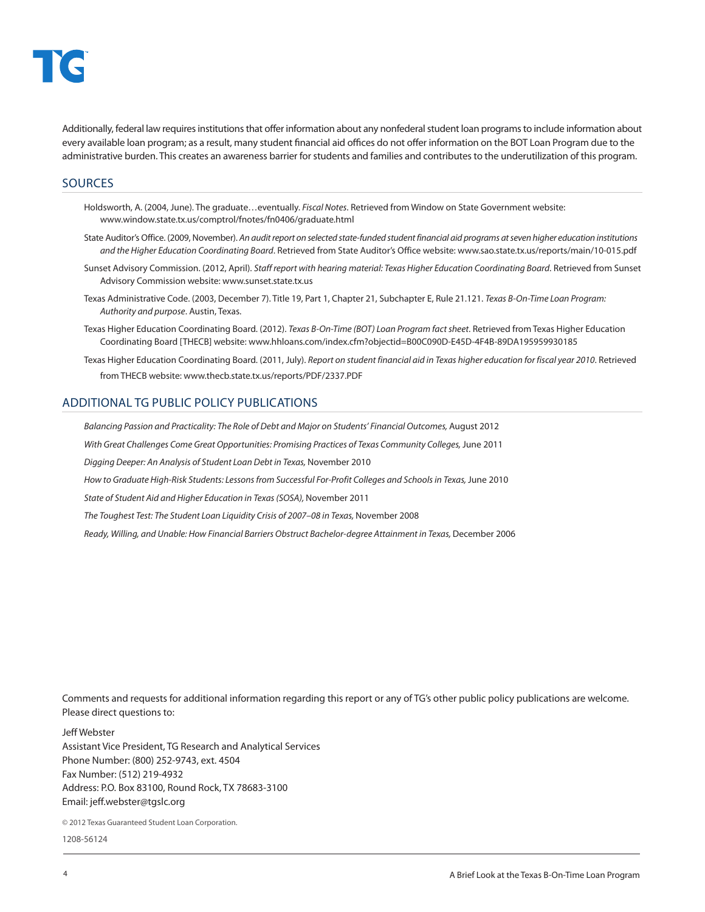Additionally, federal law requires institutions that offer information about any nonfederal student loan programs to include information about every available loan program; as a result, many student financial aid offices do not offer information on the BOT Loan Program due to the administrative burden. This creates an awareness barrier for students and families and contributes to the underutilization of this program.

## SOURCES

Holdsworth, A. (2004, June). The graduate…eventually. *Fiscal Notes*. Retrieved from Window on State Government website: www.window.state.tx.us/comptrol/fnotes/fn0406/graduate.html

State Auditor's Office. (2009, November). *An audit report on selected state-funded student financial aid programs at seven higher education institutions and the Higher Education Coordinating Board*. Retrieved from State Auditor's Office website: www.sao.state.tx.us/reports/main/10-015.pdf

Sunset Advisory Commission. (2012, April). *Staff report with hearing material: Texas Higher Education Coordinating Board*. Retrieved from Sunset Advisory Commission website: www.sunset.state.tx.us

Texas Administrative Code. (2003, December 7). Title 19, Part 1, Chapter 21, Subchapter E, Rule 21.121. *Texas B-On-Time Loan Program: Authority and purpose*. Austin, Texas.

Texas Higher Education Coordinating Board. (2012). *Texas B-On-Time (BOT) Loan Program fact sheet*. Retrieved from Texas Higher Education Coordinating Board [THECB] website: www.hhloans.com/index.cfm?objectid=B00C090D-E45D-4F4B-89DA195959930185

Texas Higher Education Coordinating Board. (2011, July). *Report on student financial aid in Texas higher education for fiscal year 2010*. Retrieved from THECB website: www.thecb.state.tx.us/reports/PDF/2337.PDF

## ADDITIONAL TG PUBLIC POLICY PUBLICATIONS

*Balancing Passion and Practicality: The Role of Debt and Major on Students' Financial Outcomes,* August 2012

*With Great Challenges Come Great Opportunities: Promising Practices of Texas Community Colleges,* June 2011

*Digging Deeper: An Analysis of Student Loan Debt in Texas,* November 2010

*How to Graduate High-Risk Students: Lessons from Successful For-Profit Colleges and Schools in Texas,* June 2010

*State of Student Aid and Higher Education in Texas (SOSA),* November 2011

*The Toughest Test: The Student Loan Liquidity Crisis of 2007–08 in Texas,* November 2008

*Ready, Willing, and Unable: How Financial Barriers Obstruct Bachelor-degree Attainment in Texas,* December 2006

Comments and requests for additional information regarding this report or any of TG's other public policy publications are welcome. Please direct questions to:

Jeff Webster
Assistant Vice President, TG Research and Analytical Services
Phone Number: (800) 252-9743, ext. 4504
Fax Number: (512) 219-4932
Address: P.O. Box 83100, Round Rock, TX 78683-3100
Email: jeff.webster@tgslc.org

© 2012 Texas Guaranteed Student Loan Corporation.

1208-56124